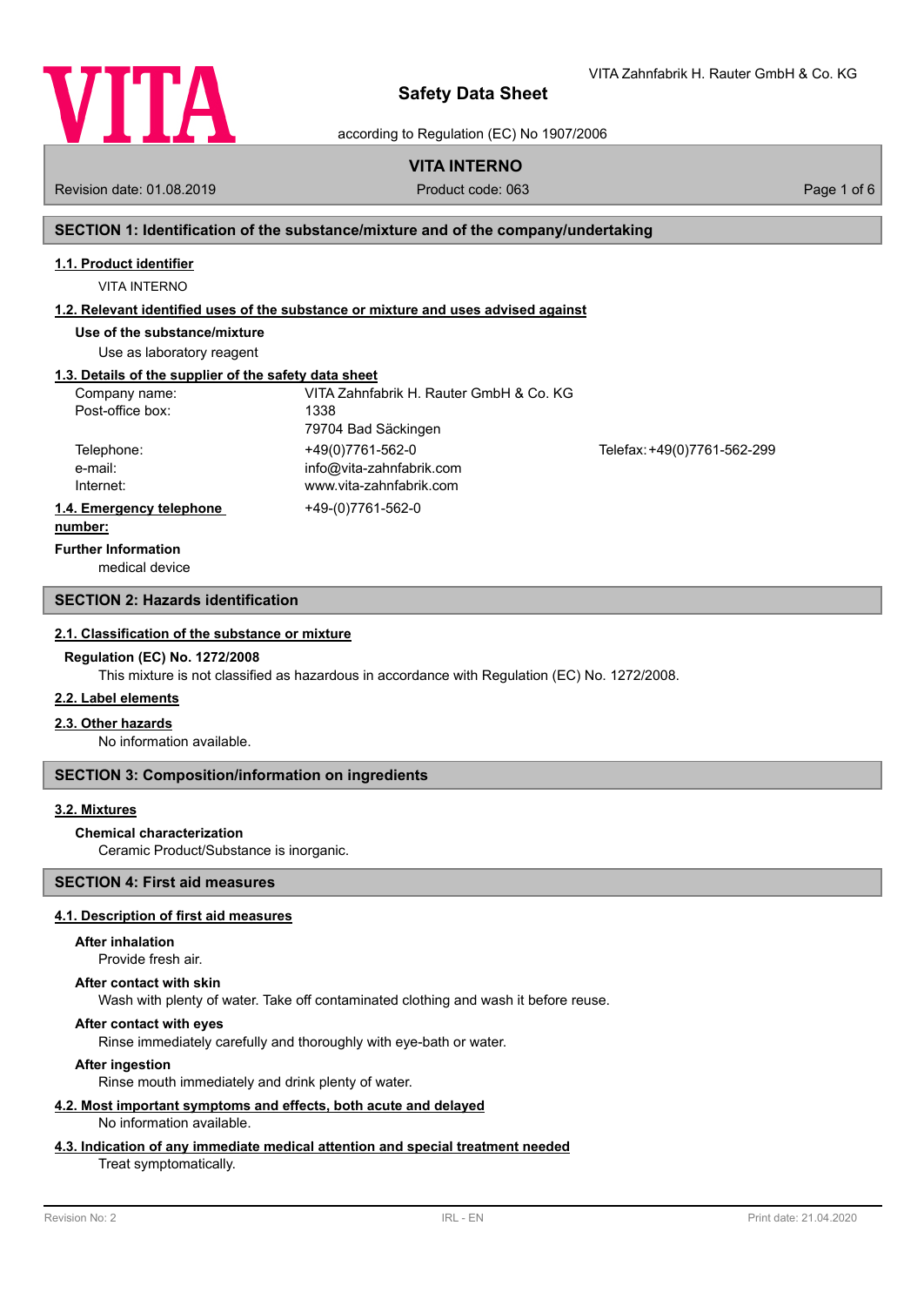# Safety Data Sheet

according to Regulation (EC) No 1907/2006

VITA Zahnfabrik H. Rauter GmbH & Co. KG

## VITA INTERNO

Revision date: 01.08.2019 | Product code: 063

## SECTION 1: Identification of the substance/mixture and of the company/undertaking

### 1.1. Product identifier

VITA INTERNO

### 1.2. Relevant identified uses of the substance or mixture and uses advised against

**Use of the substance/mixture**

Use as laboratory reagent

### 1.3. Details of the supplier of the safety data sheet

| | | |
|---|---|---|
| Company name: | VITA Zahnfabrik H. Rauter GmbH & Co. KG | |
| Post-office box: | 1338<br>79704 Bad Säckingen | |
| Telephone: | +49(0)7761-562-0 | Telefax: +49(0)7761-562-299 |
| e-mail: | info@vita-zahnfabrik.com | |
| Internet: | www.vita-zahnfabrik.com | |

### 1.4. Emergency telephone number:

+49-(0)7761-562-0

**Further Information**

medical device

## SECTION 2: Hazards identification

### 2.1. Classification of the substance or mixture

**Regulation (EC) No. 1272/2008**

This mixture is not classified as hazardous in accordance with Regulation (EC) No. 1272/2008.

### 2.2. Label elements

### 2.3. Other hazards

No information available.

## SECTION 3: Composition/information on ingredients

### 3.2. Mixtures

**Chemical characterization**

Ceramic Product/Substance is inorganic.

## SECTION 4: First aid measures

### 4.1. Description of first aid measures

**After inhalation**

Provide fresh air.

**After contact with skin**

Wash with plenty of water. Take off contaminated clothing and wash it before reuse.

**After contact with eyes**

Rinse immediately carefully and thoroughly with eye-bath or water.

**After ingestion**

Rinse mouth immediately and drink plenty of water.

### 4.2. Most important symptoms and effects, both acute and delayed

No information available.

### 4.3. Indication of any immediate medical attention and special treatment needed

Treat symptomatically.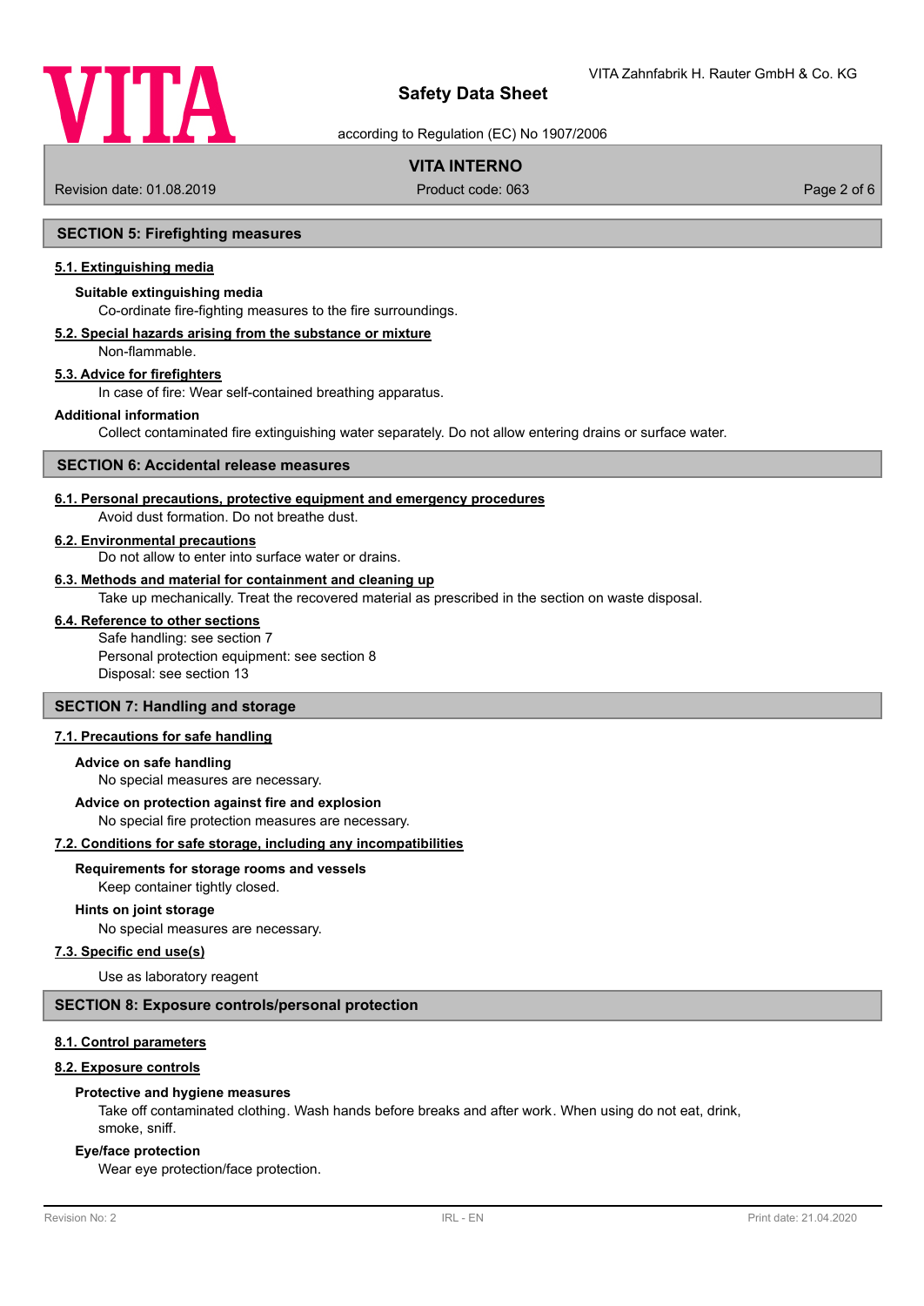## SECTION 5: Firefighting measures

### 5.1. Extinguishing media

**Suitable extinguishing media**

Co-ordinate fire-fighting measures to the fire surroundings.

### 5.2. Special hazards arising from the substance or mixture

Non-flammable.

### 5.3. Advice for firefighters

In case of fire: Wear self-contained breathing apparatus.

**Additional information**

Collect contaminated fire extinguishing water separately. Do not allow entering drains or surface water.

## SECTION 6: Accidental release measures

### 6.1. Personal precautions, protective equipment and emergency procedures

Avoid dust formation. Do not breathe dust.

### 6.2. Environmental precautions

Do not allow to enter into surface water or drains.

### 6.3. Methods and material for containment and cleaning up

Take up mechanically. Treat the recovered material as prescribed in the section on waste disposal.

### 6.4. Reference to other sections

Safe handling: see section 7
Personal protection equipment: see section 8
Disposal: see section 13

## SECTION 7: Handling and storage

### 7.1. Precautions for safe handling

**Advice on safe handling**

No special measures are necessary.

**Advice on protection against fire and explosion**

No special fire protection measures are necessary.

### 7.2. Conditions for safe storage, including any incompatibilities

**Requirements for storage rooms and vessels**

Keep container tightly closed.

**Hints on joint storage**

No special measures are necessary.

### 7.3. Specific end use(s)

Use as laboratory reagent

## SECTION 8: Exposure controls/personal protection

### 8.1. Control parameters

### 8.2. Exposure controls

**Protective and hygiene measures**

Take off contaminated clothing. Wash hands before breaks and after work. When using do not eat, drink, smoke, sniff.

**Eye/face protection**

Wear eye protection/face protection.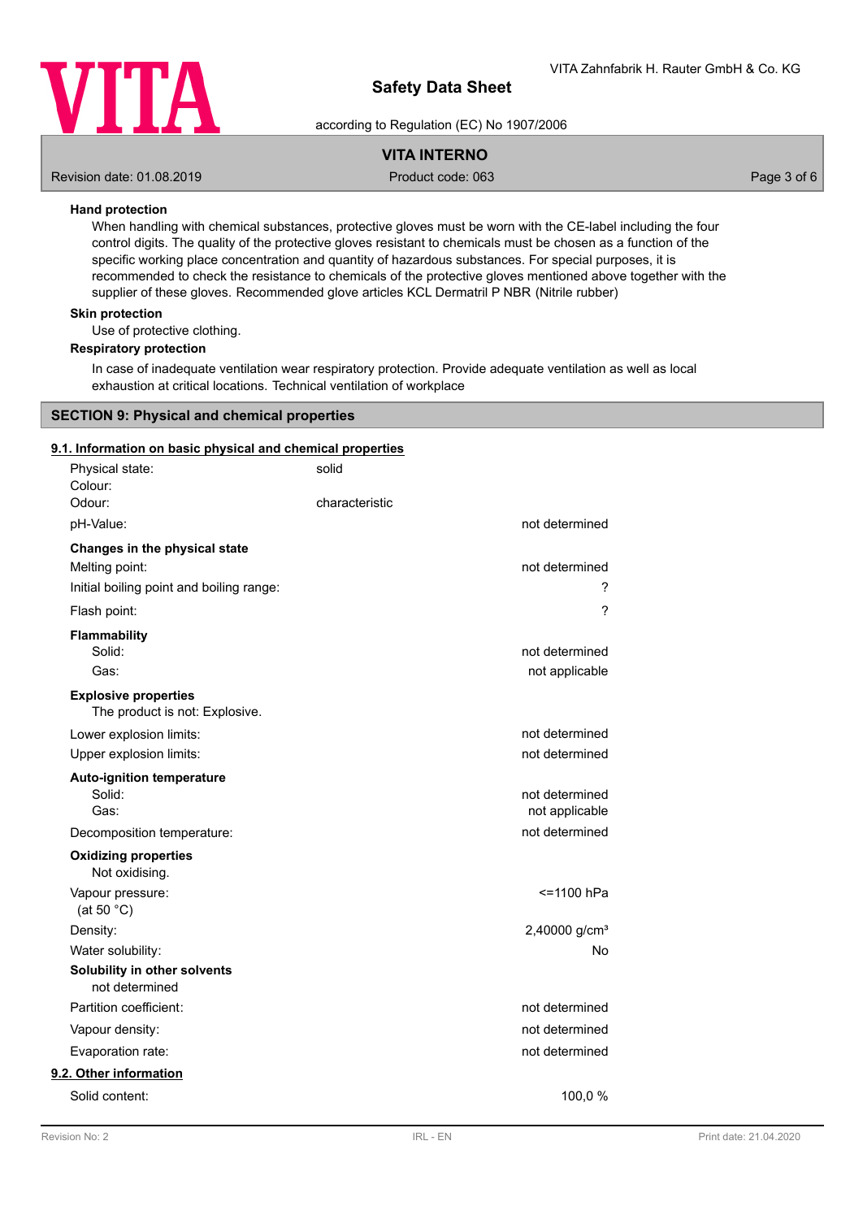**Hand protection**

When handling with chemical substances, protective gloves must be worn with the CE-label including the four control digits. The quality of the protective gloves resistant to chemicals must be chosen as a function of the specific working place concentration and quantity of hazardous substances. For special purposes, it is recommended to check the resistance to chemicals of the protective gloves mentioned above together with the supplier of these gloves. Recommended glove articles KCL Dermatril P NBR (Nitrile rubber)

**Skin protection**

Use of protective clothing.

**Respiratory protection**

In case of inadequate ventilation wear respiratory protection. Provide adequate ventilation as well as local exhaustion at critical locations. Technical ventilation of workplace

## SECTION 9: Physical and chemical properties

### 9.1. Information on basic physical and chemical properties

| | | |
|---|---|---|
| Physical state: | solid | |
| Colour: | | |
| Odour: | characteristic | |
| pH-Value: | | not determined |
| **Changes in the physical state** | | |
| Melting point: | | not determined |
| Initial boiling point and boiling range: | | ? |
| Flash point: | | ? |
| **Flammability** | | |
| Solid: | | not determined |
| Gas: | | not applicable |
| **Explosive properties** | | |
| The product is not: Explosive. | | |
| Lower explosion limits: | | not determined |
| Upper explosion limits: | | not determined |
| **Auto-ignition temperature** | | |
| Solid: | | not determined |
| Gas: | | not applicable |
| Decomposition temperature: | | not determined |
| **Oxidizing properties** | | |
| Not oxidising. | | |
| Vapour pressure: (at 50 °C) | | <=1100 hPa |
| Density: | | 2,40000 g/cm³ |
| Water solubility: | | No |
| **Solubility in other solvents** | | |
| not determined | | |
| Partition coefficient: | | not determined |
| Vapour density: | | not determined |
| Evaporation rate: | | not determined |

### 9.2. Other information

| | |
|---|---|
| Solid content: | 100,0 % |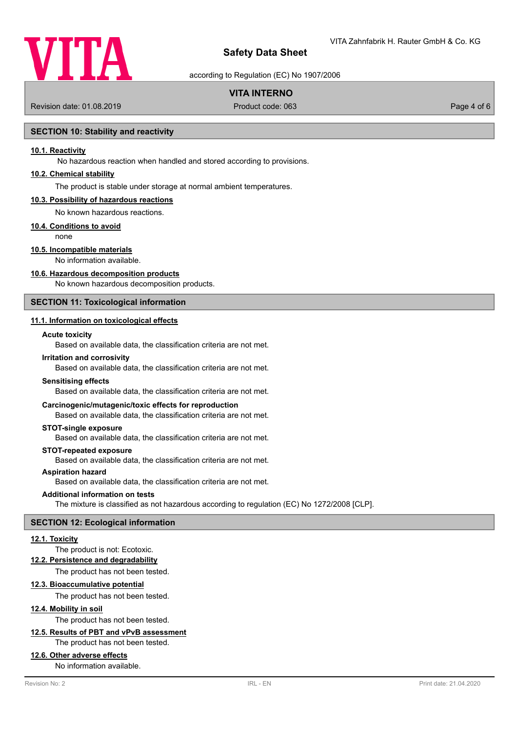## SECTION 10: Stability and reactivity

**10.1. Reactivity**

No hazardous reaction when handled and stored according to provisions.

**10.2. Chemical stability**

The product is stable under storage at normal ambient temperatures.

**10.3. Possibility of hazardous reactions**

No known hazardous reactions.

**10.4. Conditions to avoid**

none

**10.5. Incompatible materials**

No information available.

**10.6. Hazardous decomposition products**

No known hazardous decomposition products.

## SECTION 11: Toxicological information

**11.1. Information on toxicological effects**

**Acute toxicity**

Based on available data, the classification criteria are not met.

**Irritation and corrosivity**

Based on available data, the classification criteria are not met.

**Sensitising effects**

Based on available data, the classification criteria are not met.

**Carcinogenic/mutagenic/toxic effects for reproduction**

Based on available data, the classification criteria are not met.

**STOT-single exposure**

Based on available data, the classification criteria are not met.

**STOT-repeated exposure**

Based on available data, the classification criteria are not met.

**Aspiration hazard**

Based on available data, the classification criteria are not met.

**Additional information on tests**

The mixture is classified as not hazardous according to regulation (EC) No 1272/2008 [CLP].

## SECTION 12: Ecological information

**12.1. Toxicity**

The product is not: Ecotoxic.

**12.2. Persistence and degradability**

The product has not been tested.

**12.3. Bioaccumulative potential**

The product has not been tested.

**12.4. Mobility in soil**

The product has not been tested.

**12.5. Results of PBT and vPvB assessment**

The product has not been tested.

**12.6. Other adverse effects**

No information available.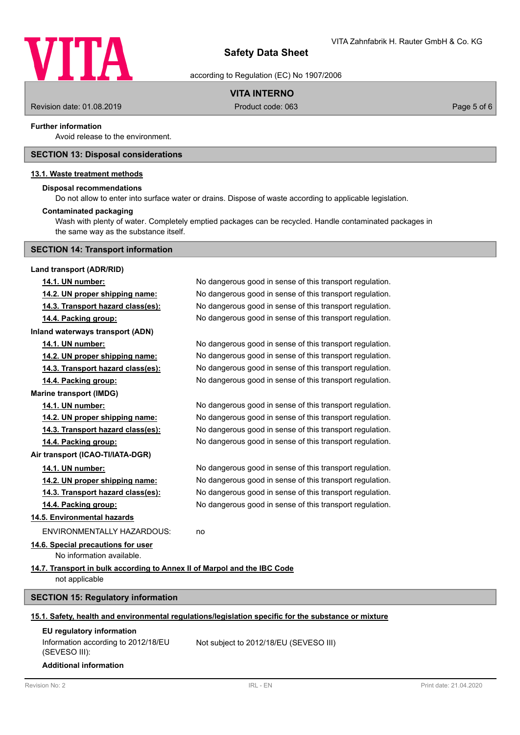**Further information**

Avoid release to the environment.

## SECTION 13: Disposal considerations

### 13.1. Waste treatment methods

**Disposal recommendations**

Do not allow to enter into surface water or drains. Dispose of waste according to applicable legislation.

**Contaminated packaging**

Wash with plenty of water. Completely emptied packages can be recycled. Handle contaminated packages in the same way as the substance itself.

## SECTION 14: Transport information

**Land transport (ADR/RID)**

| | |
|---|---|
| **14.1. UN number:** | No dangerous good in sense of this transport regulation. |
| **14.2. UN proper shipping name:** | No dangerous good in sense of this transport regulation. |
| **14.3. Transport hazard class(es):** | No dangerous good in sense of this transport regulation. |
| **14.4. Packing group:** | No dangerous good in sense of this transport regulation. |

**Inland waterways transport (ADN)**

| | |
|---|---|
| **14.1. UN number:** | No dangerous good in sense of this transport regulation. |
| **14.2. UN proper shipping name:** | No dangerous good in sense of this transport regulation. |
| **14.3. Transport hazard class(es):** | No dangerous good in sense of this transport regulation. |
| **14.4. Packing group:** | No dangerous good in sense of this transport regulation. |

**Marine transport (IMDG)**

| | |
|---|---|
| **14.1. UN number:** | No dangerous good in sense of this transport regulation. |
| **14.2. UN proper shipping name:** | No dangerous good in sense of this transport regulation. |
| **14.3. Transport hazard class(es):** | No dangerous good in sense of this transport regulation. |
| **14.4. Packing group:** | No dangerous good in sense of this transport regulation. |

**Air transport (ICAO-TI/IATA-DGR)**

| | |
|---|---|
| **14.1. UN number:** | No dangerous good in sense of this transport regulation. |
| **14.2. UN proper shipping name:** | No dangerous good in sense of this transport regulation. |
| **14.3. Transport hazard class(es):** | No dangerous good in sense of this transport regulation. |
| **14.4. Packing group:** | No dangerous good in sense of this transport regulation. |

### 14.5. Environmental hazards

ENVIRONMENTALLY HAZARDOUS: no

### 14.6. Special precautions for user

No information available.

### 14.7. Transport in bulk according to Annex II of Marpol and the IBC Code

not applicable

## SECTION 15: Regulatory information

### 15.1. Safety, health and environmental regulations/legislation specific for the substance or mixture

**EU regulatory information**

| | |
|---|---|
| Information according to 2012/18/EU (SEVESO III): | Not subject to 2012/18/EU (SEVESO III) |

**Additional information**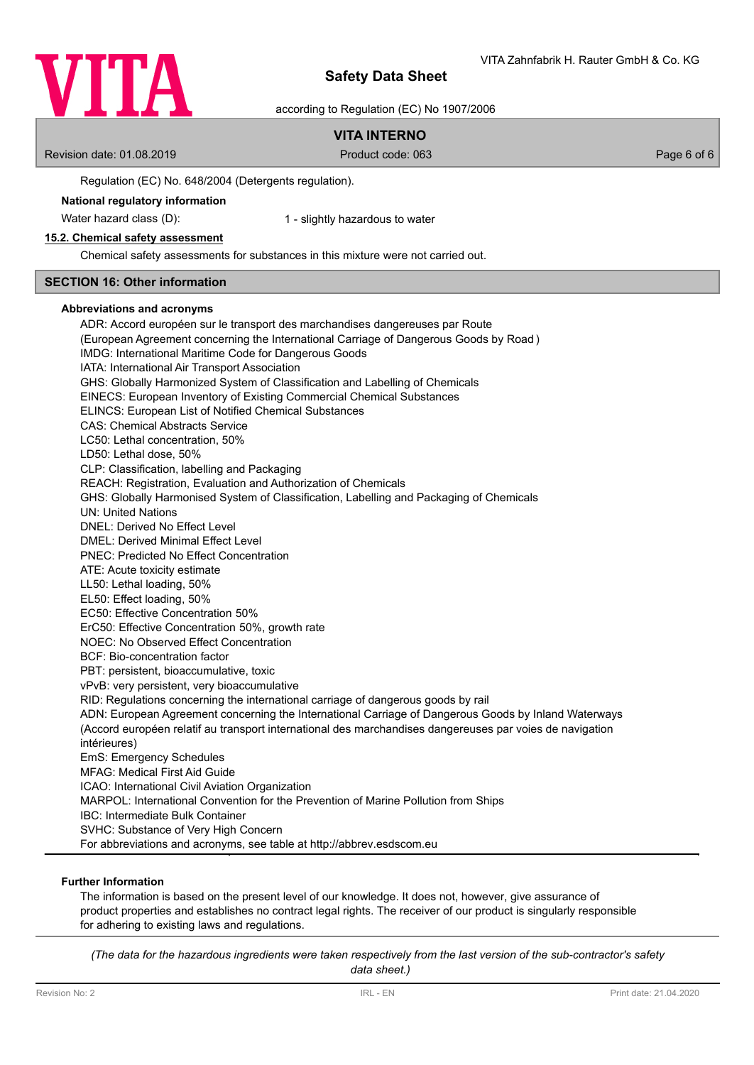Regulation (EC) No. 648/2004 (Detergents regulation).

**National regulatory information**

Water hazard class (D): 1 - slightly hazardous to water

### 15.2. Chemical safety assessment

Chemical safety assessments for substances in this mixture were not carried out.

## SECTION 16: Other information

**Abbreviations and acronyms**

ADR: Accord européen sur le transport des marchandises dangereuses par Route
(European Agreement concerning the International Carriage of Dangerous Goods by Road )
IMDG: International Maritime Code for Dangerous Goods
IATA: International Air Transport Association
GHS: Globally Harmonized System of Classification and Labelling of Chemicals
EINECS: European Inventory of Existing Commercial Chemical Substances
ELINCS: European List of Notified Chemical Substances
CAS: Chemical Abstracts Service
LC50: Lethal concentration, 50%
LD50: Lethal dose, 50%
CLP: Classification, labelling and Packaging
REACH: Registration, Evaluation and Authorization of Chemicals
GHS: Globally Harmonised System of Classification, Labelling and Packaging of Chemicals
UN: United Nations
DNEL: Derived No Effect Level
DMEL: Derived Minimal Effect Level
PNEC: Predicted No Effect Concentration
ATE: Acute toxicity estimate
LL50: Lethal loading, 50%
EL50: Effect loading, 50%
EC50: Effective Concentration 50%
ErC50: Effective Concentration 50%, growth rate
NOEC: No Observed Effect Concentration
BCF: Bio-concentration factor
PBT: persistent, bioaccumulative, toxic
vPvB: very persistent, very bioaccumulative
RID: Regulations concerning the international carriage of dangerous goods by rail
ADN: European Agreement concerning the International Carriage of Dangerous Goods by Inland Waterways
(Accord européen relatif au transport international des marchandises dangereuses par voies de navigation intérieures)
EmS: Emergency Schedules
MFAG: Medical First Aid Guide
ICAO: International Civil Aviation Organization
MARPOL: International Convention for the Prevention of Marine Pollution from Ships
IBC: Intermediate Bulk Container
SVHC: Substance of Very High Concern
For abbreviations and acronyms, see table at http://abbrev.esdscom.eu

**Further Information**

The information is based on the present level of our knowledge. It does not, however, give assurance of product properties and establishes no contract legal rights. The receiver of our product is singularly responsible for adhering to existing laws and regulations.

*(The data for the hazardous ingredients were taken respectively from the last version of the sub-contractor's safety data sheet.)*